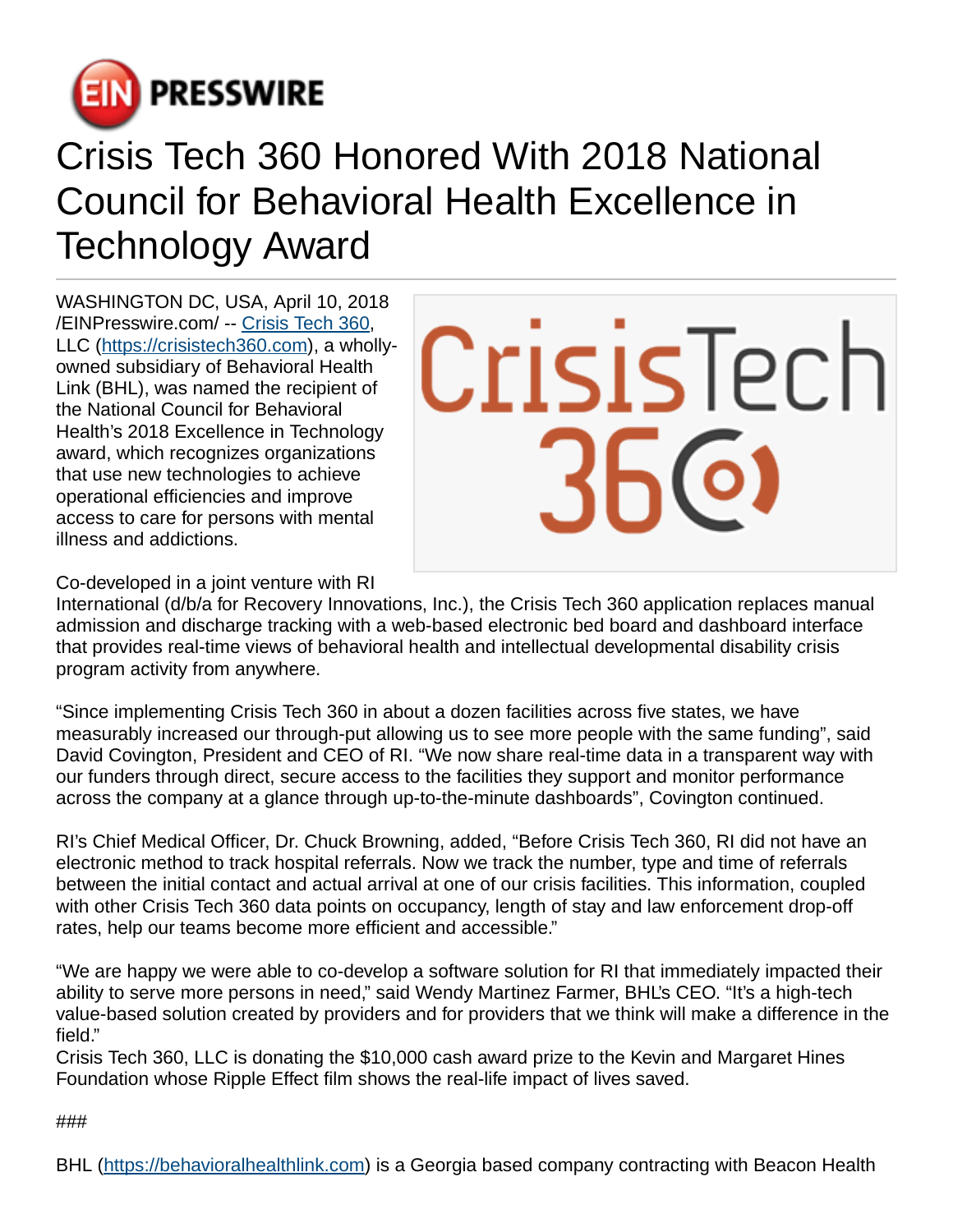# Crisis Tech 360 Honored With 2018 National Council for Behavioral Health Excellence in Technology Award

WASHINGTON DC, USA, April 10, 2018 /EINPresswire.com/ -- Crisis Tech 360, LLC (https://crisistech360.com), a wholly-owned subsidiary of Behavioral Health Link (BHL), was named the recipient of the National Council for Behavioral Health's 2018 Excellence in Technology award, which recognizes organizations that use new technologies to achieve operational efficiencies and improve access to care for persons with mental illness and addictions.

Co-developed in a joint venture with RI International (d/b/a for Recovery Innovations, Inc.), the Crisis Tech 360 application replaces manual admission and discharge tracking with a web-based electronic bed board and dashboard interface that provides real-time views of behavioral health and intellectual developmental disability crisis program activity from anywhere.

"Since implementing Crisis Tech 360 in about a dozen facilities across five states, we have measurably increased our through-put allowing us to see more people with the same funding", said David Covington, President and CEO of RI. "We now share real-time data in a transparent way with our funders through direct, secure access to the facilities they support and monitor performance across the company at a glance through up-to-the-minute dashboards", Covington continued.

RI's Chief Medical Officer, Dr. Chuck Browning, added, "Before Crisis Tech 360, RI did not have an electronic method to track hospital referrals. Now we track the number, type and time of referrals between the initial contact and actual arrival at one of our crisis facilities. This information, coupled with other Crisis Tech 360 data points on occupancy, length of stay and law enforcement drop-off rates, help our teams become more efficient and accessible."

"We are happy we were able to co-develop a software solution for RI that immediately impacted their ability to serve more persons in need," said Wendy Martinez Farmer, BHL's CEO. "It's a high-tech value-based solution created by providers and for providers that we think will make a difference in the field."
Crisis Tech 360, LLC is donating the $10,000 cash award prize to the Kevin and Margaret Hines Foundation whose Ripple Effect film shows the real-life impact of lives saved.

###

BHL (https://behavioralhealthlink.com) is a Georgia based company contracting with Beacon Health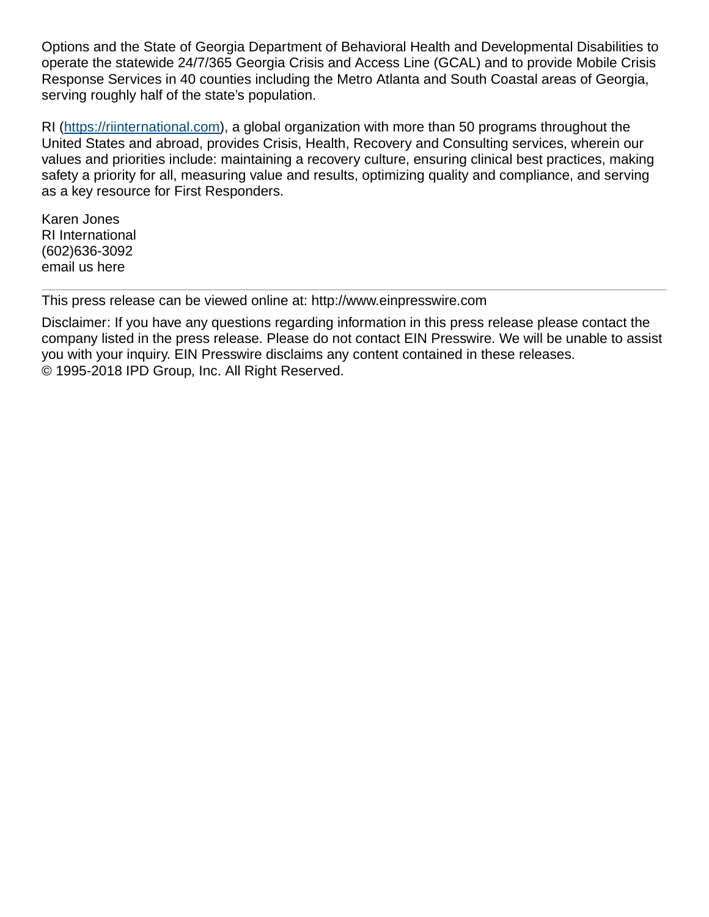Options and the State of Georgia Department of Behavioral Health and Developmental Disabilities to operate the statewide 24/7/365 Georgia Crisis and Access Line (GCAL) and to provide Mobile Crisis Response Services in 40 counties including the Metro Atlanta and South Coastal areas of Georgia, serving roughly half of the state's population.

RI ([https://riinternational.com](https://riinternational.com)), a global organization with more than 50 programs throughout the United States and abroad, provides Crisis, Health, Recovery and Consulting services, wherein our values and priorities include: maintaining a recovery culture, ensuring clinical best practices, making safety a priority for all, measuring value and results, optimizing quality and compliance, and serving as a key resource for First Responders.

Karen Jones
RI International
(602)636-3092
email us here

---

This press release can be viewed online at: http://www.einpresswire.com

Disclaimer: If you have any questions regarding information in this press release please contact the company listed in the press release. Please do not contact EIN Presswire. We will be unable to assist you with your inquiry. EIN Presswire disclaims any content contained in these releases.
© 1995-2018 IPD Group, Inc. All Right Reserved.